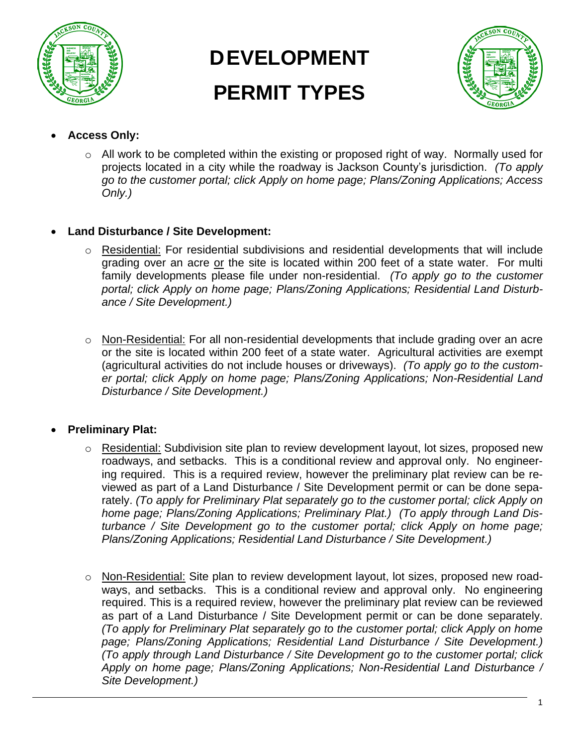# DEVELOPMENT PERMIT TYPES

- **Access Only:**
  - All work to be completed within the existing or proposed right of way. Normally used for projects located in a city while the roadway is Jackson County's jurisdiction. *(To apply go to the customer portal; click Apply on home page; Plans/Zoning Applications; Access Only.)*

- **Land Disturbance / Site Development:**
  - Residential: For residential subdivisions and residential developments that will include grading over an acre or the site is located within 200 feet of a state water. For multi family developments please file under non-residential. *(To apply go to the customer portal; click Apply on home page; Plans/Zoning Applications; Residential Land Disturbance / Site Development.)*
  - Non-Residential: For all non-residential developments that include grading over an acre or the site is located within 200 feet of a state water. Agricultural activities are exempt (agricultural activities do not include houses or driveways). *(To apply go to the customer portal; click Apply on home page; Plans/Zoning Applications; Non-Residential Land Disturbance / Site Development.)*

- **Preliminary Plat:**
  - Residential: Subdivision site plan to review development layout, lot sizes, proposed new roadways, and setbacks. This is a conditional review and approval only. No engineering required. This is a required review, however the preliminary plat review can be reviewed as part of a Land Disturbance / Site Development permit or can be done separately. *(To apply for Preliminary Plat separately go to the customer portal; click Apply on home page; Plans/Zoning Applications; Preliminary Plat.) (To apply through Land Disturbance / Site Development go to the customer portal; click Apply on home page; Plans/Zoning Applications; Residential Land Disturbance / Site Development.)*
  - Non-Residential: Site plan to review development layout, lot sizes, proposed new roadways, and setbacks. This is a conditional review and approval only. No engineering required. This is a required review, however the preliminary plat review can be reviewed as part of a Land Disturbance / Site Development permit or can be done separately. *(To apply for Preliminary Plat separately go to the customer portal; click Apply on home page; Plans/Zoning Applications; Residential Land Disturbance / Site Development.) (To apply through Land Disturbance / Site Development go to the customer portal; click Apply on home page; Plans/Zoning Applications; Non-Residential Land Disturbance / Site Development.)*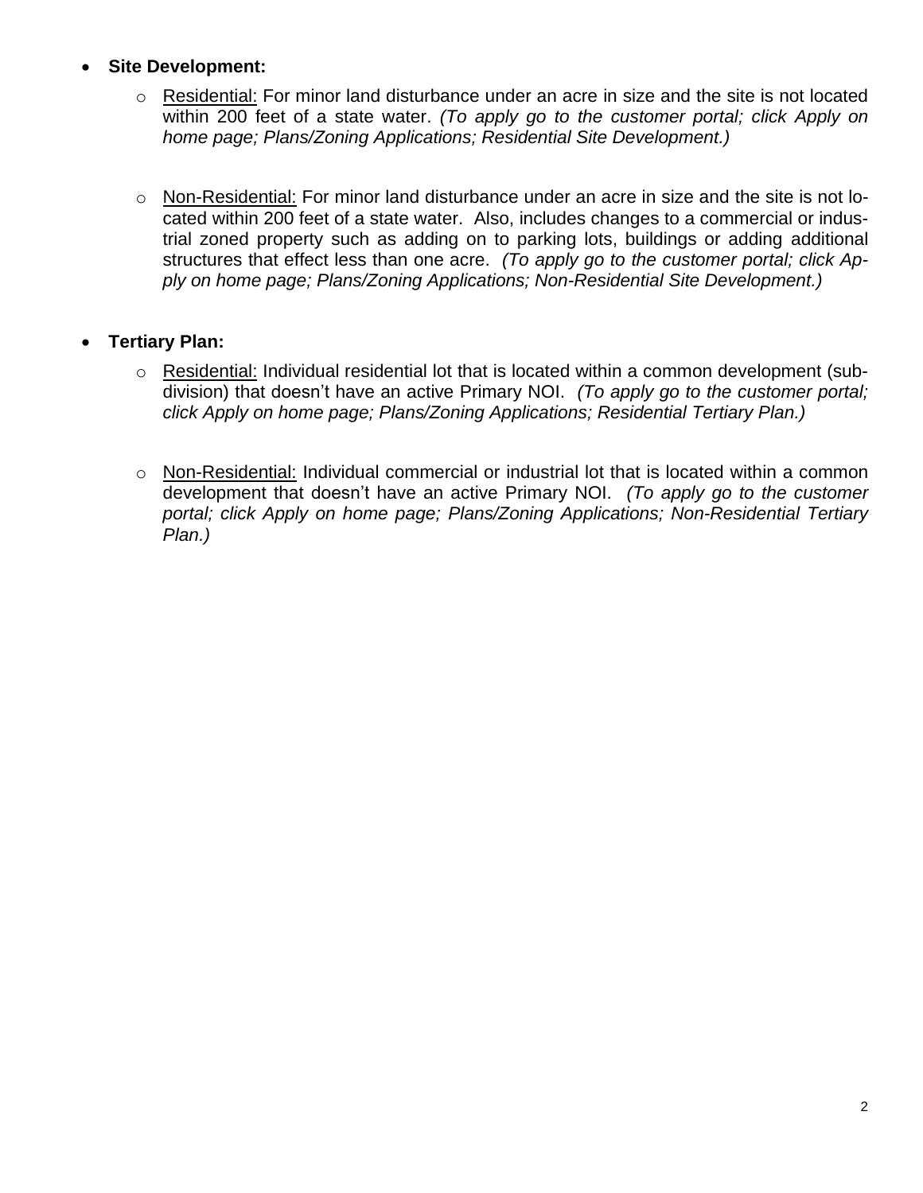- **Site Development:**
    - Residential: For minor land disturbance under an acre in size and the site is not located within 200 feet of a state water. *(To apply go to the customer portal; click Apply on home page; Plans/Zoning Applications; Residential Site Development.)*

    - Non-Residential: For minor land disturbance under an acre in size and the site is not located within 200 feet of a state water. Also, includes changes to a commercial or industrial zoned property such as adding on to parking lots, buildings or adding additional structures that effect less than one acre. *(To apply go to the customer portal; click Apply on home page; Plans/Zoning Applications; Non-Residential Site Development.)*

- **Tertiary Plan:**
    - Residential: Individual residential lot that is located within a common development (subdivision) that doesn't have an active Primary NOI. *(To apply go to the customer portal; click Apply on home page; Plans/Zoning Applications; Residential Tertiary Plan.)*

    - Non-Residential: Individual commercial or industrial lot that is located within a common development that doesn't have an active Primary NOI. *(To apply go to the customer portal; click Apply on home page; Plans/Zoning Applications; Non-Residential Tertiary Plan.)*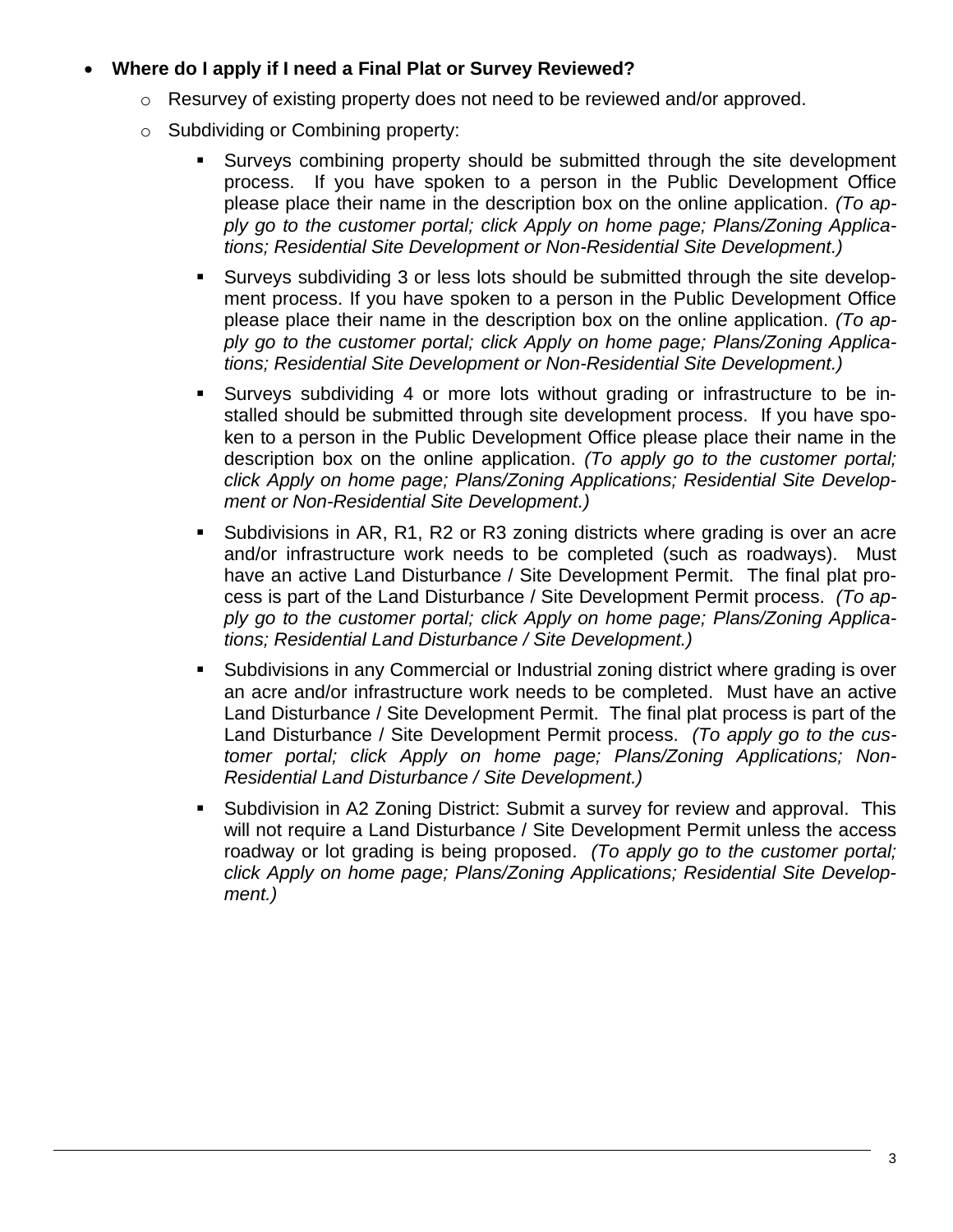- **Where do I apply if I need a Final Plat or Survey Reviewed?**
  - Resurvey of existing property does not need to be reviewed and/or approved.
  - Subdividing or Combining property:
    - Surveys combining property should be submitted through the site development process. If you have spoken to a person in the Public Development Office please place their name in the description box on the online application. *(To apply go to the customer portal; click Apply on home page; Plans/Zoning Applications; Residential Site Development or Non-Residential Site Development.)*
    - Surveys subdividing 3 or less lots should be submitted through the site development process. If you have spoken to a person in the Public Development Office please place their name in the description box on the online application. *(To apply go to the customer portal; click Apply on home page; Plans/Zoning Applications; Residential Site Development or Non-Residential Site Development.)*
    - Surveys subdividing 4 or more lots without grading or infrastructure to be installed should be submitted through site development process. If you have spoken to a person in the Public Development Office please place their name in the description box on the online application. *(To apply go to the customer portal; click Apply on home page; Plans/Zoning Applications; Residential Site Development or Non-Residential Site Development.)*
    - Subdivisions in AR, R1, R2 or R3 zoning districts where grading is over an acre and/or infrastructure work needs to be completed (such as roadways). Must have an active Land Disturbance / Site Development Permit. The final plat process is part of the Land Disturbance / Site Development Permit process. *(To apply go to the customer portal; click Apply on home page; Plans/Zoning Applications; Residential Land Disturbance / Site Development.)*
    - Subdivisions in any Commercial or Industrial zoning district where grading is over an acre and/or infrastructure work needs to be completed. Must have an active Land Disturbance / Site Development Permit. The final plat process is part of the Land Disturbance / Site Development Permit process. *(To apply go to the customer portal; click Apply on home page; Plans/Zoning Applications; Non-Residential Land Disturbance / Site Development.)*
    - Subdivision in A2 Zoning District: Submit a survey for review and approval. This will not require a Land Disturbance / Site Development Permit unless the access roadway or lot grading is being proposed. *(To apply go to the customer portal; click Apply on home page; Plans/Zoning Applications; Residential Site Development.)*